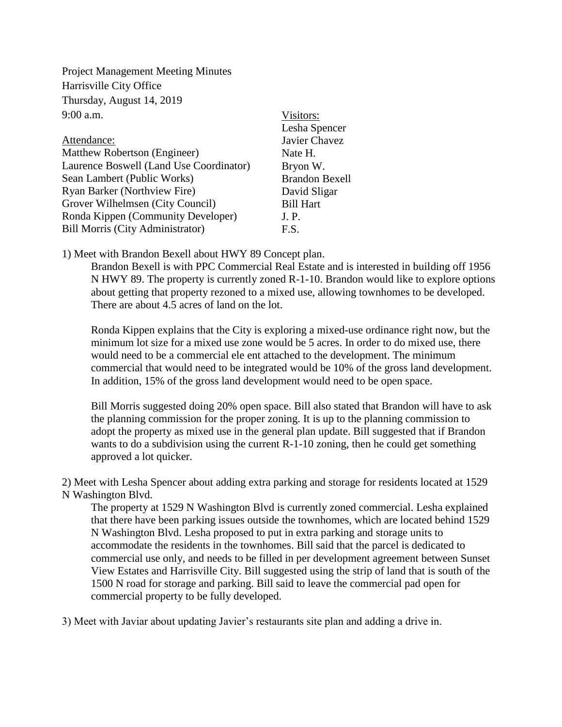Project Management Meeting Minutes
Harrisville City Office
Thursday, August 14, 2019
9:00 a.m.

Attendance:
Matthew Robertson (Engineer)
Laurence Boswell (Land Use Coordinator)
Sean Lambert (Public Works)
Ryan Barker (Northview Fire)
Grover Wilhelmsen (City Council)
Ronda Kippen (Community Developer)
Bill Morris (City Administrator)

Visitors:
Lesha Spencer
Javier Chavez
Nate H.
Bryon W.
Brandon Bexell
David Sligar
Bill Hart
J. P.
F.S.

1) Meet with Brandon Bexell about HWY 89 Concept plan.

Brandon Bexell is with PPC Commercial Real Estate and is interested in building off 1956 N HWY 89. The property is currently zoned R-1-10. Brandon would like to explore options about getting that property rezoned to a mixed use, allowing townhomes to be developed. There are about 4.5 acres of land on the lot.

Ronda Kippen explains that the City is exploring a mixed-use ordinance right now, but the minimum lot size for a mixed use zone would be 5 acres. In order to do mixed use, there would need to be a commercial ele ent attached to the development. The minimum commercial that would need to be integrated would be 10% of the gross land development. In addition, 15% of the gross land development would need to be open space.

Bill Morris suggested doing 20% open space. Bill also stated that Brandon will have to ask the planning commission for the proper zoning. It is up to the planning commission to adopt the property as mixed use in the general plan update. Bill suggested that if Brandon wants to do a subdivision using the current R-1-10 zoning, then he could get something approved a lot quicker.

2) Meet with Lesha Spencer about adding extra parking and storage for residents located at 1529 N Washington Blvd.

The property at 1529 N Washington Blvd is currently zoned commercial. Lesha explained that there have been parking issues outside the townhomes, which are located behind 1529 N Washington Blvd. Lesha proposed to put in extra parking and storage units to accommodate the residents in the townhomes. Bill said that the parcel is dedicated to commercial use only, and needs to be filled in per development agreement between Sunset View Estates and Harrisville City. Bill suggested using the strip of land that is south of the 1500 N road for storage and parking. Bill said to leave the commercial pad open for commercial property to be fully developed.

3) Meet with Javiar about updating Javier's restaurants site plan and adding a drive in.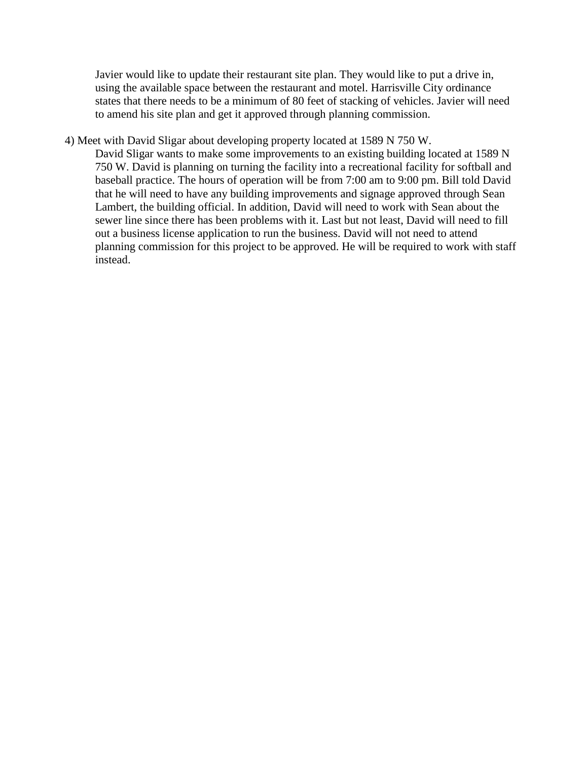Javier would like to update their restaurant site plan. They would like to put a drive in, using the available space between the restaurant and motel. Harrisville City ordinance states that there needs to be a minimum of 80 feet of stacking of vehicles. Javier will need to amend his site plan and get it approved through planning commission.

4) Meet with David Sligar about developing property located at 1589 N 750 W.

David Sligar wants to make some improvements to an existing building located at 1589 N 750 W. David is planning on turning the facility into a recreational facility for softball and baseball practice. The hours of operation will be from 7:00 am to 9:00 pm. Bill told David that he will need to have any building improvements and signage approved through Sean Lambert, the building official. In addition, David will need to work with Sean about the sewer line since there has been problems with it. Last but not least, David will need to fill out a business license application to run the business. David will not need to attend planning commission for this project to be approved. He will be required to work with staff instead.